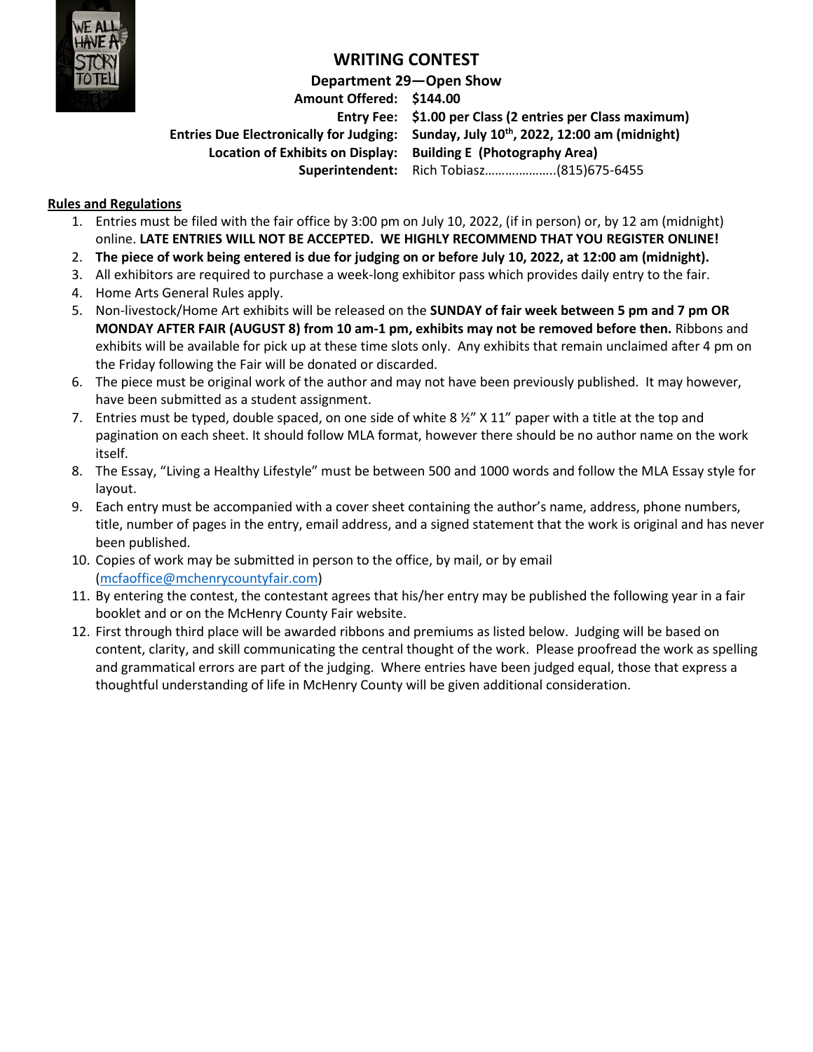# WRITING CONTEST

**Department 29—Open Show**

| | |
|---|---|
| **Amount Offered:** | **$144.00** |
| **Entry Fee:** | **$1.00 per Class (2 entries per Class maximum)** |
| **Entries Due Electronically for Judging:** | **Sunday, July 10th, 2022, 12:00 am (midnight)** |
| **Location of Exhibits on Display:** | **Building E (Photography Area)** |
| **Superintendent:** | Rich Tobiasz…………………(815)675-6455 |

## Rules and Regulations

1. Entries must be filed with the fair office by 3:00 pm on July 10, 2022, (if in person) or, by 12 am (midnight) online. **LATE ENTRIES WILL NOT BE ACCEPTED. WE HIGHLY RECOMMEND THAT YOU REGISTER ONLINE!**
2. **The piece of work being entered is due for judging on or before July 10, 2022, at 12:00 am (midnight).**
3. All exhibitors are required to purchase a week-long exhibitor pass which provides daily entry to the fair.
4. Home Arts General Rules apply.
5. Non-livestock/Home Art exhibits will be released on the **SUNDAY of fair week between 5 pm and 7 pm OR MONDAY AFTER FAIR (AUGUST 8) from 10 am-1 pm, exhibits may not be removed before then.** Ribbons and exhibits will be available for pick up at these time slots only. Any exhibits that remain unclaimed after 4 pm on the Friday following the Fair will be donated or discarded.
6. The piece must be original work of the author and may not have been previously published. It may however, have been submitted as a student assignment.
7. Entries must be typed, double spaced, on one side of white 8 ½" X 11" paper with a title at the top and pagination on each sheet. It should follow MLA format, however there should be no author name on the work itself.
8. The Essay, "Living a Healthy Lifestyle" must be between 500 and 1000 words and follow the MLA Essay style for layout.
9. Each entry must be accompanied with a cover sheet containing the author's name, address, phone numbers, title, number of pages in the entry, email address, and a signed statement that the work is original and has never been published.
10. Copies of work may be submitted in person to the office, by mail, or by email (mcfaoffice@mchenrycountyfair.com)
11. By entering the contest, the contestant agrees that his/her entry may be published the following year in a fair booklet and or on the McHenry County Fair website.
12. First through third place will be awarded ribbons and premiums as listed below. Judging will be based on content, clarity, and skill communicating the central thought of the work. Please proofread the work as spelling and grammatical errors are part of the judging. Where entries have been judged equal, those that express a thoughtful understanding of life in McHenry County will be given additional consideration.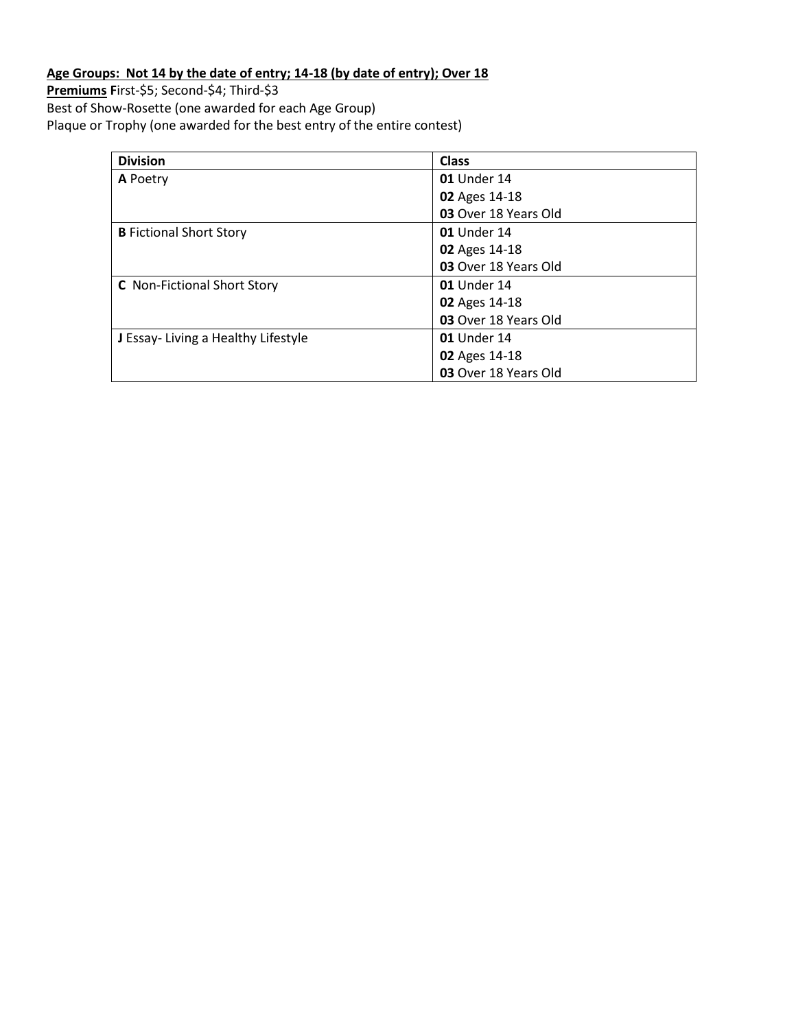**<u>Age Groups: Not 14 by the date of entry; 14-18 (by date of entry); Over 18</u>**

**<u>Premiums</u> F**irst-$5; Second-$4; Third-$3

Best of Show-Rosette (one awarded for each Age Group)

Plaque or Trophy (one awarded for the best entry of the entire contest)

| Division | Class |
| --- | --- |
| **A** Poetry | **01** Under 14 |
| | **02** Ages 14-18 |
| | **03** Over 18 Years Old |
| **B** Fictional Short Story | **01** Under 14 |
| | **02** Ages 14-18 |
| | **03** Over 18 Years Old |
| **C** Non-Fictional Short Story | **01** Under 14 |
| | **02** Ages 14-18 |
| | **03** Over 18 Years Old |
| **J** Essay- Living a Healthy Lifestyle | **01** Under 14 |
| | **02** Ages 14-18 |
| | **03** Over 18 Years Old |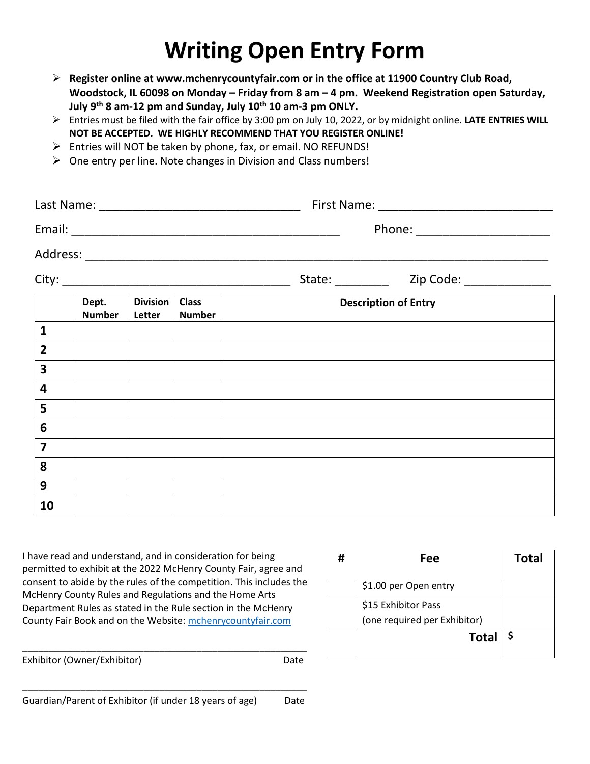# Writing Open Entry Form

- **Register online at www.mchenrycountyfair.com or in the office at 11900 Country Club Road, Woodstock, IL 60098 on Monday – Friday from 8 am – 4 pm. Weekend Registration open Saturday, July 9th 8 am-12 pm and Sunday, July 10th 10 am-3 pm ONLY.**
- Entries must be filed with the fair office by 3:00 pm on July 10, 2022, or by midnight online. **LATE ENTRIES WILL NOT BE ACCEPTED. WE HIGHLY RECOMMEND THAT YOU REGISTER ONLINE!**
- Entries will NOT be taken by phone, fax, or email. NO REFUNDS!
- One entry per line. Note changes in Division and Class numbers!

Last Name: ______________________________ First Name: __________________________

Email: ________________________________________ Phone: ____________________

Address: ____________________________________________________________________

City: __________________________________ State: ________ Zip Code: _____________

| | Dept. Number | Division Letter | Class Number | Description of Entry |
|---|---|---|---|---|
| **1** | | | | |
| **2** | | | | |
| **3** | | | | |
| **4** | | | | |
| **5** | | | | |
| **6** | | | | |
| **7** | | | | |
| **8** | | | | |
| **9** | | | | |
| **10** | | | | |

I have read and understand, and in consideration for being permitted to exhibit at the 2022 McHenry County Fair, agree and consent to abide by the rules of the competition. This includes the McHenry County Rules and Regulations and the Home Arts Department Rules as stated in the Rule section in the McHenry County Fair Book and on the Website: mchenrycountyfair.com

_____________________________________________________

Exhibitor (Owner/Exhibitor) Date

_____________________________________________________

Guardian/Parent of Exhibitor (if under 18 years of age) Date

| # | Fee | Total |
|---|---|---|
| | $1.00 per Open entry | |
| | $15 Exhibitor Pass (one required per Exhibitor) | |
| | **Total** | $ |